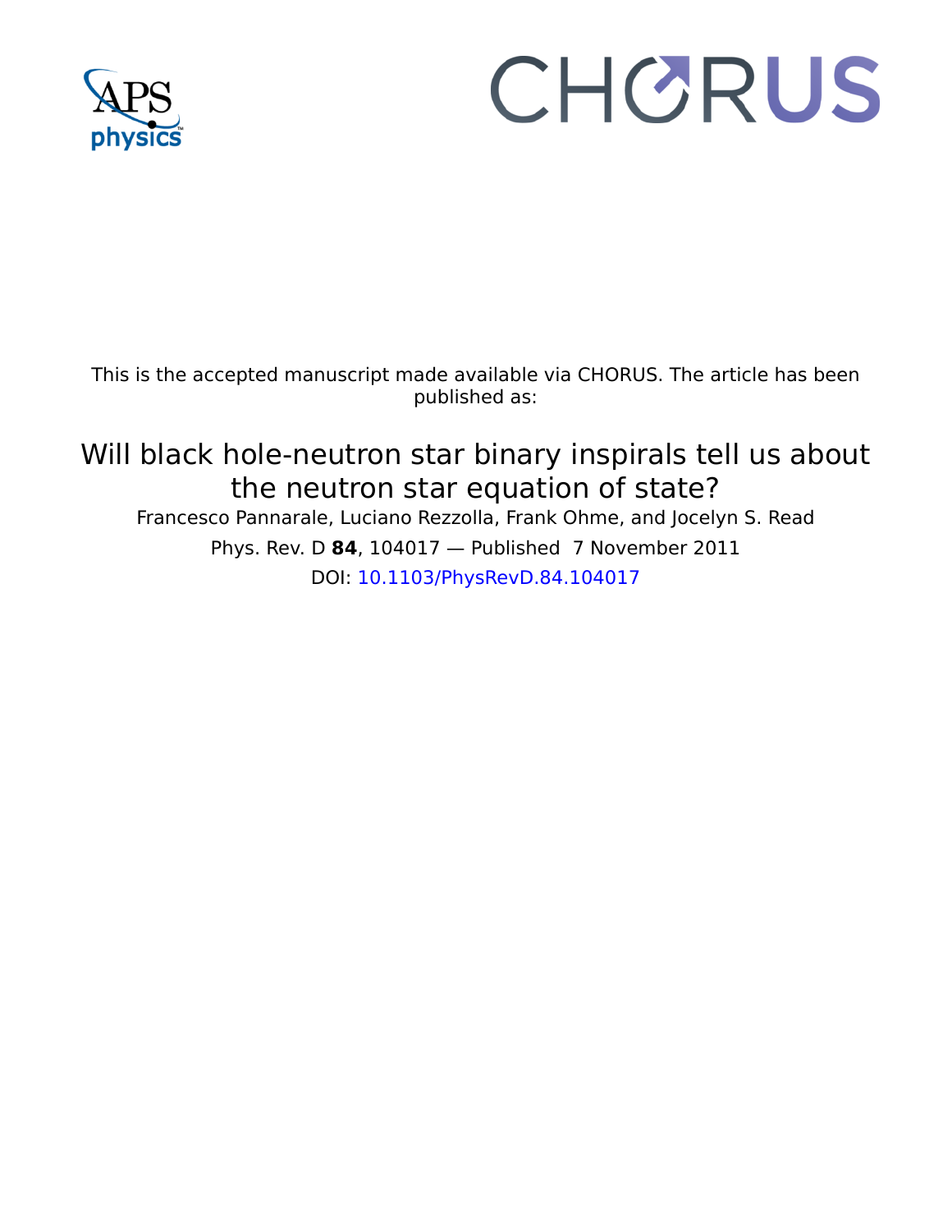This is the accepted manuscript made available via CHORUS. The article has been published as:

# Will black hole-neutron star binary inspirals tell us about the neutron star equation of state?

Francesco Pannarale, Luciano Rezzolla, Frank Ohme, and Jocelyn S. Read

Phys. Rev. D **84**, 104017 — Published 7 November 2011

DOI: 10.1103/PhysRevD.84.104017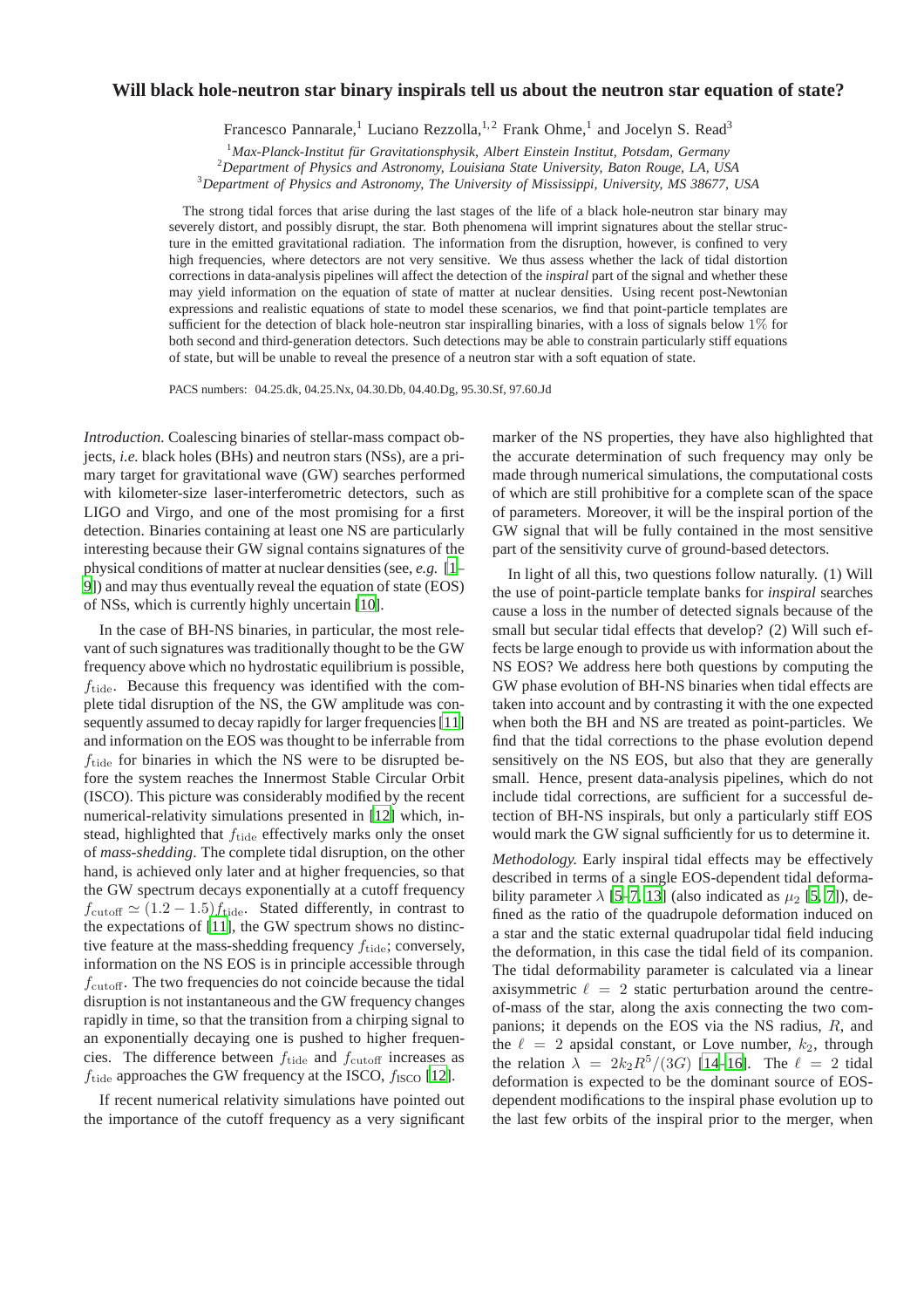# Will black hole-neutron star binary inspirals tell us about the neutron star equation of state?

Francesco Pannarale,[1] Luciano Rezzolla,[1,2] Frank Ohme,[1] and Jocelyn S. Read[3]

[1] *Max-Planck-Institut für Gravitationsphysik, Albert Einstein Institut, Potsdam, Germany*
[2] *Department of Physics and Astronomy, Louisiana State University, Baton Rouge, LA, USA*
[3] *Department of Physics and Astronomy, The University of Mississippi, University, MS 38677, USA*

The strong tidal forces that arise during the last stages of the life of a black hole-neutron star binary may severely distort, and possibly disrupt, the star. Both phenomena will imprint signatures about the stellar structure in the emitted gravitational radiation. The information from the disruption, however, is confined to very high frequencies, where detectors are not very sensitive. We thus assess whether the lack of tidal distortion corrections in data-analysis pipelines will affect the detection of the *inspiral* part of the signal and whether these may yield information on the equation of state of matter at nuclear densities. Using recent post-Newtonian expressions and realistic equations of state to model these scenarios, we find that point-particle templates are sufficient for the detection of black hole-neutron star inspiralling binaries, with a loss of signals below $1\%$ for both second and third-generation detectors. Such detections may be able to constrain particularly stiff equations of state, but will be unable to reveal the presence of a neutron star with a soft equation of state.

PACS numbers: 04.25.dk, 04.25.Nx, 04.30.Db, 04.40.Dg, 95.30.Sf, 97.60.Jd

*Introduction.* Coalescing binaries of stellar-mass compact objects, *i.e.* black holes (BHs) and neutron stars (NSs), are a primary target for gravitational wave (GW) searches performed with kilometer-size laser-interferometric detectors, such as LIGO and Virgo, and one of the most promising for a first detection. Binaries containing at least one NS are particularly interesting because their GW signal contains signatures of the physical conditions of matter at nuclear densities (see, *e.g.* [1–9]) and may thus eventually reveal the equation of state (EOS) of NSs, which is currently highly uncertain [10].

In the case of BH-NS binaries, in particular, the most relevant of such signatures was traditionally thought to be the GW frequency above which no hydrostatic equilibrium is possible, $f_{\rm tide}$. Because this frequency was identified with the complete tidal disruption of the NS, the GW amplitude was consequently assumed to decay rapidly for larger frequencies [11] and information on the EOS was thought to be inferrable from $f_{\rm tide}$ for binaries in which the NS were to be disrupted before the system reaches the Innermost Stable Circular Orbit (ISCO). This picture was considerably modified by the recent numerical-relativity simulations presented in [12] which, instead, highlighted that $f_{\rm tide}$ effectively marks only the onset of *mass-shedding*. The complete tidal disruption, on the other hand, is achieved only later and at higher frequencies, so that the GW spectrum decays exponentially at a cutoff frequency $f_{\rm cutoff} \simeq (1.2-1.5)f_{\rm tide}$. Stated differently, in contrast to the expectations of [11], the GW spectrum shows no distinctive feature at the mass-shedding frequency $f_{\rm tide}$; conversely, information on the NS EOS is in principle accessible through $f_{\rm cutoff}$. The two frequencies do not coincide because the tidal disruption is not instantaneous and the GW frequency changes rapidly in time, so that the transition from a chirping signal to an exponentially decaying one is pushed to higher frequencies. The difference between $f_{\rm tide}$ and $f_{\rm cutoff}$ increases as $f_{\rm tide}$ approaches the GW frequency at the ISCO, $f_{\rm ISCO}$ [12].

If recent numerical relativity simulations have pointed out the importance of the cutoff frequency as a very significant marker of the NS properties, they have also highlighted that the accurate determination of such frequency may only be made through numerical simulations, the computational costs of which are still prohibitive for a complete scan of the space of parameters. Moreover, it will be the inspiral portion of the GW signal that will be fully contained in the most sensitive part of the sensitivity curve of ground-based detectors.

In light of all this, two questions follow naturally. (1) Will the use of point-particle template banks for *inspiral* searches cause a loss in the number of detected signals because of the small but secular tidal effects that develop? (2) Will such effects be large enough to provide us with information about the NS EOS? We address here both questions by computing the GW phase evolution of BH-NS binaries when tidal effects are taken into account and by contrasting it with the one expected when both the BH and NS are treated as point-particles. We find that the tidal corrections to the phase evolution depend sensitively on the NS EOS, but also that they are generally small. Hence, present data-analysis pipelines, which do not include tidal corrections, are sufficient for a successful detection of BH-NS inspirals, but only a particularly stiff EOS would mark the GW signal sufficiently for us to determine it.

*Methodology.* Early inspiral tidal effects may be effectively described in terms of a single EOS-dependent tidal deformability parameter $\lambda$ [5–7, 13] (also indicated as $\mu_2$ [5, 7]), defined as the ratio of the quadrupole deformation induced on a star and the static external quadrupolar tidal field inducing the deformation, in this case the tidal field of its companion. The tidal deformability parameter is calculated via a linear axisymmetric $\ell = 2$ static perturbation around the centre-of-mass of the star, along the axis connecting the two companions; it depends on the EOS via the NS radius, $R$, and the $\ell = 2$ apsidal constant, or Love number, $k_2$, through the relation $\lambda = 2k_2R^5/(3G)$ [14–16]. The $\ell = 2$ tidal deformation is expected to be the dominant source of EOS-dependent modifications to the inspiral phase evolution up to the last few orbits of the inspiral prior to the merger, when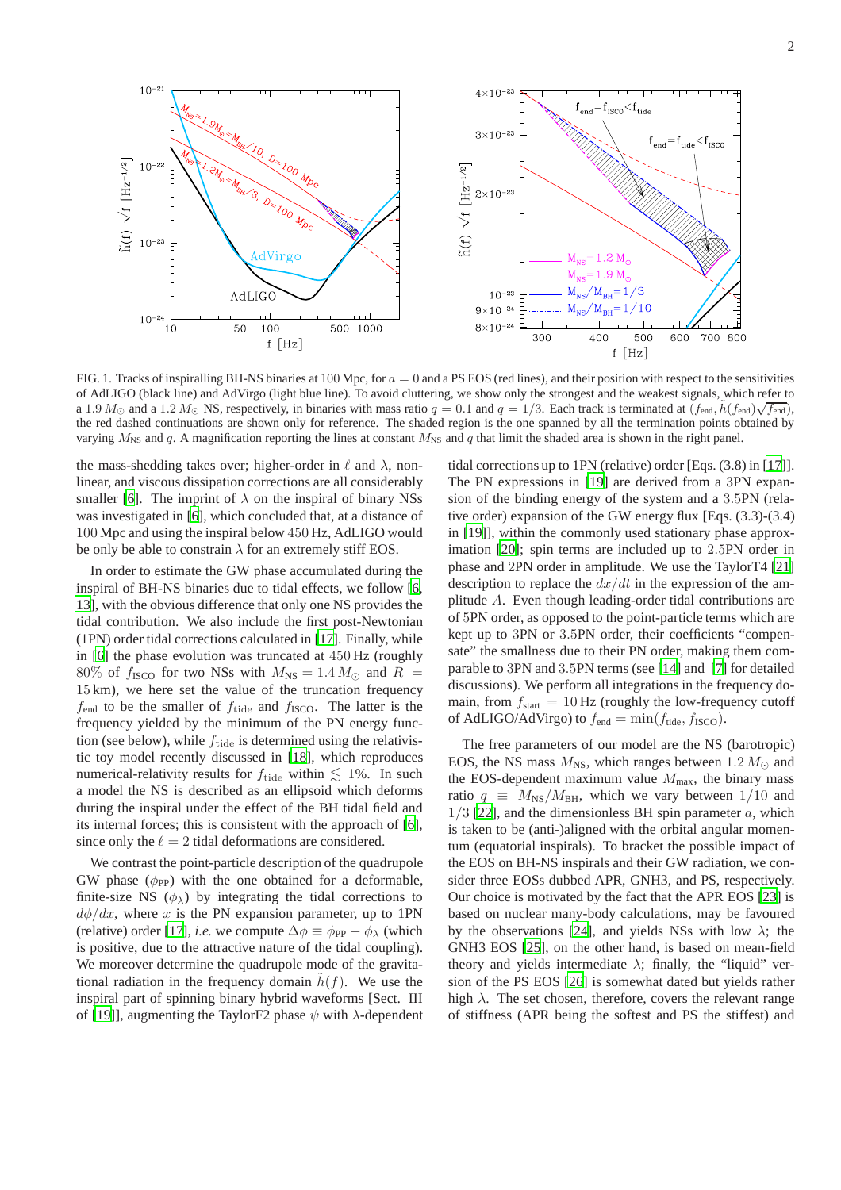FIG. 1. Tracks of inspiralling BH-NS binaries at 100 Mpc, for $a = 0$ and a PS EOS (red lines), and their position with respect to the sensitivities of AdLIGO (black line) and AdVirgo (light blue line). To avoid cluttering, we show only the strongest and the weakest signals, which refer to a $1.9\,M_\odot$ and a $1.2\,M_\odot$ NS, respectively, in binaries with mass ratio $q = 0.1$ and $q = 1/3$. Each track is terminated at $(f_{\rm end}, \tilde{h}(f_{\rm end})\sqrt{f_{\rm end}})$, the red dashed continuations are shown only for reference. The shaded region is the one spanned by all the termination points obtained by varying $M_{\rm NS}$ and $q$. A magnification reporting the lines at constant $M_{\rm NS}$ and $q$ that limit the shaded area is shown in the right panel.

the mass-shedding takes over; higher-order in $\ell$ and $\lambda$, non-linear, and viscous dissipation corrections are all considerably smaller [6]. The imprint of $\lambda$ on the inspiral of binary NSs was investigated in [6], which concluded that, at a distance of 100 Mpc and using the inspiral below 450 Hz, AdLIGO would be only be able to constrain $\lambda$ for an extremely stiff EOS.

In order to estimate the GW phase accumulated during the inspiral of BH-NS binaries due to tidal effects, we follow [6, 13], with the obvious difference that only one NS provides the tidal contribution. We also include the first post-Newtonian (1PN) order tidal corrections calculated in [17]. Finally, while in [6] the phase evolution was truncated at 450 Hz (roughly 80% of $f_{\rm ISCO}$ for two NSs with $M_{\rm NS} = 1.4\,M_\odot$ and $R = 15$ km), we here set the value of the truncation frequency $f_{\rm end}$ to be the smaller of $f_{\rm tide}$ and $f_{\rm ISCO}$. The latter is the frequency yielded by the minimum of the PN energy function (see below), while $f_{\rm tide}$ is determined using the relativistic toy model recently discussed in [18], which reproduces numerical-relativity results for $f_{\rm tide}$ within $\lesssim 1\%$. In such a model the NS is described as an ellipsoid which deforms during the inspiral under the effect of the BH tidal field and its internal forces; this is consistent with the approach of [6], since only the $\ell = 2$ tidal deformations are considered.

We contrast the point-particle description of the quadrupole GW phase ($\phi_{\rm PP}$) with the one obtained for a deformable, finite-size NS ($\phi_\lambda$) by integrating the tidal corrections to $d\phi/dx$, where $x$ is the PN expansion parameter, up to 1PN (relative) order [17], *i.e.* we compute $\Delta\phi \equiv \phi_{\rm PP} - \phi_\lambda$ (which is positive, due to the attractive nature of the tidal coupling). We moreover determine the quadrupole mode of the gravitational radiation in the frequency domain $\tilde{h}(f)$. We use the inspiral part of spinning binary hybrid waveforms [Sect. III of [19]], augmenting the TaylorF2 phase $\psi$ with $\lambda$-dependent tidal corrections up to 1PN (relative) order [Eqs. (3.8) in [17]]. The PN expressions in [19] are derived from a 3PN expansion of the binding energy of the system and a 3.5PN (relative order) expansion of the GW energy flux [Eqs. (3.3)-(3.4) in [19]], within the commonly used stationary phase approximation [20]; spin terms are included up to 2.5PN order in phase and 2PN order in amplitude. We use the TaylorT4 [21] description to replace the $dx/dt$ in the expression of the amplitude $A$. Even though leading-order tidal contributions are of 5PN order, as opposed to the point-particle terms which are kept up to 3PN or 3.5PN order, their coefficients "compensate" the smallness due to their PN order, making them comparable to 3PN and 3.5PN terms (see [14] and [7] for detailed discussions). We perform all integrations in the frequency domain, from $f_{\rm start} = 10$ Hz (roughly the low-frequency cutoff of AdLIGO/AdVirgo) to $f_{\rm end} = \min(f_{\rm tide}, f_{\rm ISCO})$.

The free parameters of our model are the NS (barotropic) EOS, the NS mass $M_{\rm NS}$, which ranges between $1.2\,M_\odot$ and the EOS-dependent maximum value $M_{\rm max}$, the binary mass ratio $q \equiv M_{\rm NS}/M_{\rm BH}$, which we vary between $1/10$ and $1/3$ [22], and the dimensionless BH spin parameter $a$, which is taken to be (anti-)aligned with the orbital angular momentum (equatorial inspirals). To bracket the possible impact of the EOS on BH-NS inspirals and their GW radiation, we consider three EOSs dubbed APR, GNH3, and PS, respectively. Our choice is motivated by the fact that the APR EOS [23] is based on nuclear many-body calculations, may be favoured by the observations [24], and yields NSs with low $\lambda$; the GNH3 EOS [25], on the other hand, is based on mean-field theory and yields intermediate $\lambda$; finally, the "liquid" version of the PS EOS [26] is somewhat dated but yields rather high $\lambda$. The set chosen, therefore, covers the relevant range of stiffness (APR being the softest and PS the stiffest) and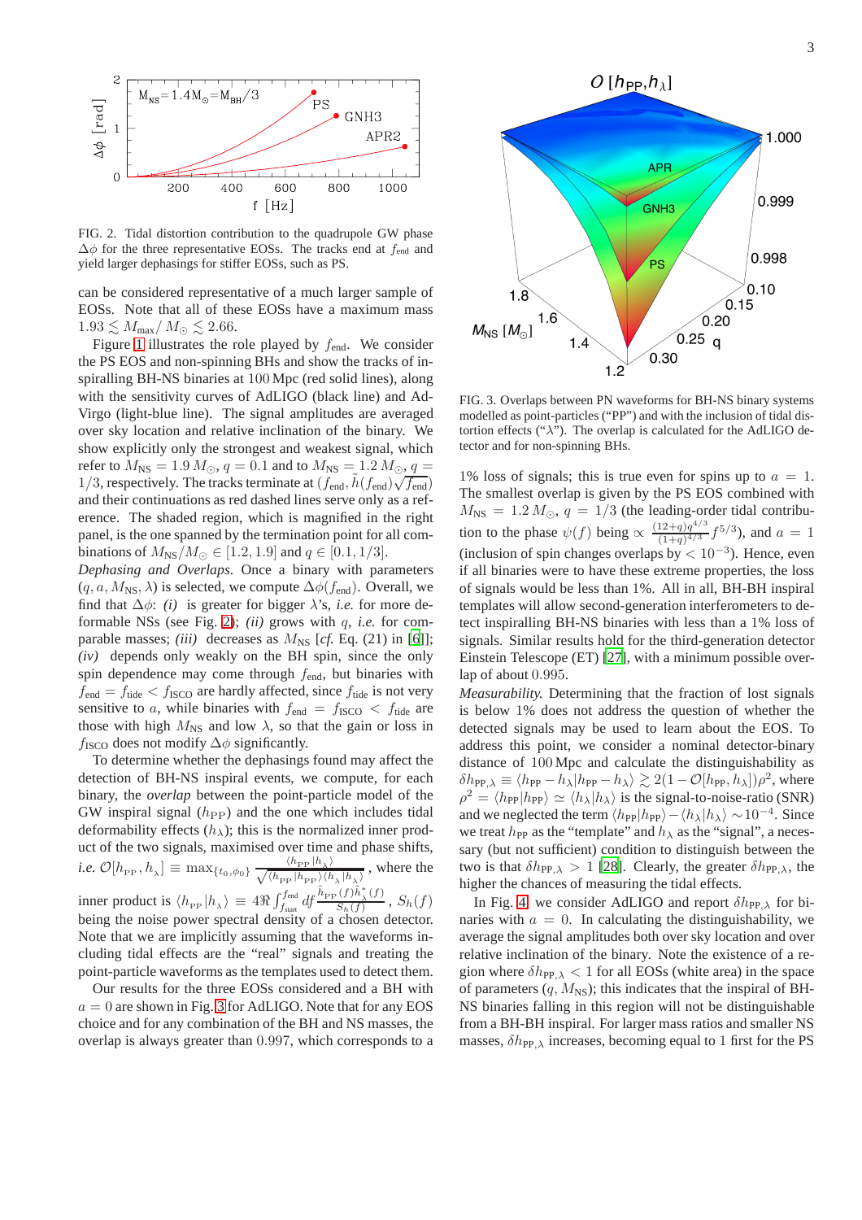FIG. 2. Tidal distortion contribution to the quadrupole GW phase $\Delta\phi$ for the three representative EOSs. The tracks end at $f_{\rm end}$ and yield larger dephasings for stiffer EOSs, such as PS.

can be considered representative of a much larger sample of EOSs. Note that all of these EOSs have a maximum mass $1.93 \lesssim M_{\rm max}/M_\odot \lesssim 2.66$.

Figure 1 illustrates the role played by $f_{\rm end}$. We consider the PS EOS and non-spinning BHs and show the tracks of inspiralling BH-NS binaries at 100 Mpc (red solid lines), along with the sensitivity curves of AdLIGO (black line) and AdVirgo (light-blue line). The signal amplitudes are averaged over sky location and relative inclination of the binary. We show explicitly only the strongest and weakest signal, which refer to $M_{\rm NS} = 1.9\,M_\odot$, $q = 0.1$ and to $M_{\rm NS} = 1.2\,M_\odot$, $q = 1/3$, respectively. The tracks terminate at $(f_{\rm end}, \tilde{h}(f_{\rm end})\sqrt{f_{\rm end}})$ and their continuations as red dashed lines serve only as a reference. The shaded region, which is magnified in the right panel, is the one spanned by the termination point for all combinations of $M_{\rm NS}/M_\odot \in [1.2, 1.9]$ and $q \in [0.1, 1/3]$.

*Dephasing and Overlaps.* Once a binary with parameters $(q, a, M_{\rm NS}, \lambda)$ is selected, we compute $\Delta\phi(f_{\rm end})$. Overall, we find that $\Delta\phi$: *(i)* is greater for bigger $\lambda$'s, *i.e.* for more deformable NSs (see Fig. 2); *(ii)* grows with $q$, *i.e.* for comparable masses; *(iii)* decreases as $M_{\rm NS}$ [*cf.* Eq. (21) in [6]]; *(iv)* depends only weakly on the BH spin, since the only spin dependence may come through $f_{\rm end}$, but binaries with $f_{\rm end} = f_{\rm tide} < f_{\rm ISCO}$ are hardly affected, since $f_{\rm tide}$ is not very sensitive to $a$, while binaries with $f_{\rm end} = f_{\rm ISCO} < f_{\rm tide}$ are those with high $M_{\rm NS}$ and low $\lambda$, so that the gain or loss in $f_{\rm ISCO}$ does not modify $\Delta\phi$ significantly.

To determine whether the dephasings found may affect the detection of BH-NS inspiral events, we compute, for each binary, the *overlap* between the point-particle model of the GW inspiral signal ($h_{\rm PP}$) and the one which includes tidal deformability effects ($h_\lambda$); this is the normalized inner product of the two signals, maximised over time and phase shifts, *i.e.* $\mathcal{O}[h_{\rm PP}, h_\lambda] \equiv \max_{\{t_0,\phi_0\}} \frac{\langle h_{\rm PP}|h_\lambda\rangle}{\sqrt{\langle h_{\rm PP}|h_{\rm PP}\rangle\langle h_\lambda|h_\lambda\rangle}}$, where the inner product is $\langle h_{\rm PP}|h_\lambda\rangle \equiv 4\Re\int_{f_{\rm start}}^{f_{\rm end}} df \frac{\tilde{h}_{\rm PP}(f)\tilde{h}^*_\lambda(f)}{S_h(f)}$, $S_h(f)$ being the noise power spectral density of a chosen detector. Note that we are implicitly assuming that the waveforms including tidal effects are the "real" signals and treating the point-particle waveforms as the templates used to detect them.

Our results for the three EOSs considered and a BH with $a = 0$ are shown in Fig. 3 for AdLIGO. Note that for any EOS choice and for any combination of the BH and NS masses, the overlap is always greater than 0.997, which corresponds to a 1% loss of signals; this is true even for spins up to $a = 1$. The smallest overlap is given by the PS EOS combined with $M_{\rm NS} = 1.2\,M_\odot$, $q = 1/3$ (the leading-order tidal contribution to the phase $\psi(f)$ being $\propto \frac{(12+q)q^{4/3}}{(1+q)^{4/3}} f^{5/3}$), and $a = 1$ (inclusion of spin changes overlaps by $< 10^{-3}$). Hence, even if all binaries were to have these extreme properties, the loss of signals would be less than 1%. All in all, BH-BH inspiral templates will allow second-generation interferometers to detect inspiralling BH-NS binaries with less than a 1% loss of signals. Similar results hold for the third-generation detector Einstein Telescope (ET) [27], with a minimum possible overlap of about 0.995.

FIG. 3. Overlaps between PN waveforms for BH-NS binary systems modelled as point-particles ("PP") and with the inclusion of tidal distortion effects ("$\lambda$"). The overlap is calculated for the AdLIGO detector and for non-spinning BHs.

*Measurability.* Determining that the fraction of lost signals is below 1% does not address the question of whether the detected signals may be used to learn about the EOS. To address this point, we consider a nominal detector-binary distance of 100 Mpc and calculate the distinguishability as $\delta h_{\rm PP,\lambda} \equiv \langle h_{\rm PP} - h_\lambda | h_{\rm PP} - h_\lambda\rangle \gtrsim 2(1 - \mathcal{O}[h_{\rm PP}, h_\lambda])\rho^2$, where $\rho^2 = \langle h_{\rm PP}|h_{\rm PP}\rangle \simeq \langle h_\lambda|h_\lambda\rangle$ is the signal-to-noise ratio (SNR) and we neglected the term $\langle h_{\rm PP}|h_{\rm PP}\rangle - \langle h_\lambda|h_\lambda\rangle \sim 10^{-4}$. Since we treat $h_{\rm PP}$ as the "template" and $h_\lambda$ as the "signal", a necessary (but not sufficient) condition to distinguish between the two is that $\delta h_{\rm PP,\lambda} > 1$ [28]. Clearly, the greater $\delta h_{\rm PP,\lambda}$, the higher the chances of measuring the tidal effects.

In Fig. 4 we consider AdLIGO and report $\delta h_{\rm PP,\lambda}$ for binaries with $a = 0$. In calculating the distinguishability, we average the signal amplitudes both over sky location and over relative inclination of the binary. Note the existence of a region where $\delta h_{\rm PP,\lambda} < 1$ for all EOSs (white area) in the space of parameters $(q, M_{\rm NS})$; this indicates that the inspiral of BH-NS binaries falling in this region will not be distinguishable from a BH-BH inspiral. For larger mass ratios and smaller NS masses, $\delta h_{\rm PP,\lambda}$ increases, becoming equal to 1 first for the PS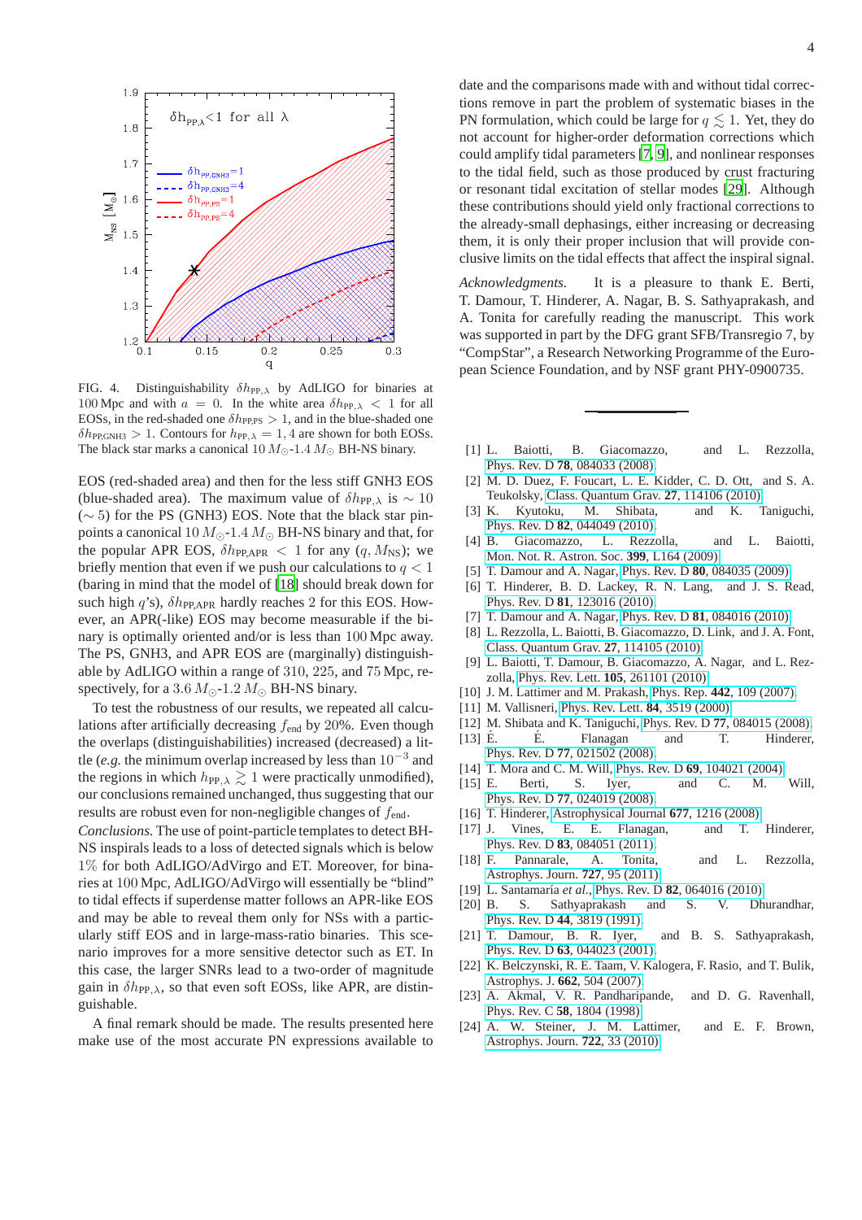FIG. 4. Distinguishability $\delta h_{\rm PP,\lambda}$ by AdLIGO for binaries at 100 Mpc and with $a = 0$. In the white area $\delta h_{\rm PP,\lambda} < 1$ for all EOSs, in the red-shaded one $\delta h_{\rm PP,PS} > 1$, and in the blue-shaded one $\delta h_{\rm PP,GNH3} > 1$. Contours for $h_{\rm PP,\lambda} = 1, 4$ are shown for both EOSs. The black star marks a canonical $10\,M_\odot$-$1.4\,M_\odot$ BH-NS binary.

EOS (red-shaded area) and then for the less stiff GNH3 EOS (blue-shaded area). The maximum value of $\delta h_{\rm PP,\lambda}$ is $\sim 10$ ($\sim 5$) for the PS (GNH3) EOS. Note that the black star pinpoints a canonical $10\,M_\odot$-$1.4\,M_\odot$ BH-NS binary and that, for the popular APR EOS, $\delta h_{\rm PP,APR} < 1$ for any $(q, M_{\rm NS})$; we briefly mention that even if we push our calculations to $q < 1$ (baring in mind that the model of [18] should break down for such high $q$'s), $\delta h_{\rm PP,APR}$ hardly reaches 2 for this EOS. However, an APR(-like) EOS may become measurable if the binary is optimally oriented and/or is less than 100 Mpc away. The PS, GNH3, and APR EOS are (marginally) distinguishable by AdLIGO within a range of 310, 225, and 75 Mpc, respectively, for a $3.6\,M_\odot$-$1.2\,M_\odot$ BH-NS binary.

To test the robustness of our results, we repeated all calculations after artificially decreasing $f_{\rm end}$ by 20%. Even though the overlaps (distinguishabilities) increased (decreased) a little (*e.g.* the minimum overlap increased by less than $10^{-3}$ and the regions in which $h_{\rm PP,\lambda} \gtrsim 1$ were practically unmodified), our conclusions remained unchanged, thus suggesting that our results are robust even for non-negligible changes of $f_{\rm end}$.

*Conclusions.* The use of point-particle templates to detect BH-NS inspirals leads to a loss of detected signals which is below 1% for both AdLIGO/AdVirgo and ET. Moreover, for binaries at 100 Mpc, AdLIGO/AdVirgo will essentially be "blind" to tidal effects if superdense matter follows an APR-like EOS and may be able to reveal them only for NSs with a particularly stiff EOS and in large-mass-ratio binaries. This scenario improves for a more sensitive detector such as ET. In this case, the larger SNRs lead to a two-order of magnitude gain in $\delta h_{\rm PP,\lambda}$, so that even soft EOSs, like APR, are distinguishable.

A final remark should be made. The results presented here make use of the most accurate PN expressions available to date and the comparisons made with and without tidal corrections remove in part the problem of systematic biases in the PN formulation, which could be large for $q \lesssim 1$. Yet, they do not account for higher-order deformation corrections which could amplify tidal parameters [7, 9], and nonlinear responses to the tidal field, such as those produced by crust fracturing or resonant tidal excitation of stellar modes [29]. Although these contributions should yield only fractional corrections to the already-small dephasings, either increasing or decreasing them, it is only their proper inclusion that will provide conclusive limits on the tidal effects that affect the inspiral signal.

*Acknowledgments.* It is a pleasure to thank E. Berti, T. Damour, T. Hinderer, A. Nagar, B. S. Sathyaprakash, and A. Tonita for carefully reading the manuscript. This work was supported in part by the DFG grant SFB/Transregio 7, by "CompStar", a Research Networking Programme of the European Science Foundation, and by NSF grant PHY-0900735.

---

[1] L. Baiotti, B. Giacomazzo, and L. Rezzolla, Phys. Rev. D **78**, 084033 (2008).
[2] M. D. Duez, F. Foucart, L. E. Kidder, C. D. Ott, and S. A. Teukolsky, Class. Quantum Grav. **27**, 114106 (2010).
[3] K. Kyutoku, M. Shibata, and K. Taniguchi, Phys. Rev. D **82**, 044049 (2010).
[4] B. Giacomazzo, L. Rezzolla, and L. Baiotti, Mon. Not. R. Astron. Soc. **399**, L164 (2009).
[5] T. Damour and A. Nagar, Phys. Rev. D **80**, 084035 (2009).
[6] T. Hinderer, B. D. Lackey, R. N. Lang, and J. S. Read, Phys. Rev. D **81**, 123016 (2010).
[7] T. Damour and A. Nagar, Phys. Rev. D **81**, 084016 (2010).
[8] L. Rezzolla, L. Baiotti, B. Giacomazzo, D. Link, and J. A. Font, Class. Quantum Grav. **27**, 114105 (2010).
[9] L. Baiotti, T. Damour, B. Giacomazzo, A. Nagar, and L. Rezzolla, Phys. Rev. Lett. **105**, 261101 (2010).
[10] J. M. Lattimer and M. Prakash, Phys. Rep. **442**, 109 (2007).
[11] M. Vallisneri, Phys. Rev. Lett. **84**, 3519 (2000).
[12] M. Shibata and K. Taniguchi, Phys. Rev. D **77**, 084015 (2008).
[13] É. É. Flanagan and T. Hinderer, Phys. Rev. D **77**, 021502 (2008).
[14] T. Mora and C. M. Will, Phys. Rev. D **69**, 104021 (2004).
[15] E. Berti, S. Iyer, and C. M. Will, Phys. Rev. D **77**, 024019 (2008).
[16] T. Hinderer, Astrophysical Journal **677**, 1216 (2008).
[17] J. Vines, E. E. Flanagan, and T. Hinderer, Phys. Rev. D **83**, 084051 (2011).
[18] F. Pannarale, A. Tonita, and L. Rezzolla, Astrophys. Journ. **727**, 95 (2011).
[19] L. Santamaría *et al.*, Phys. Rev. D **82**, 064016 (2010).
[20] B. S. Sathyaprakash and S. V. Dhurandhar, Phys. Rev. D **44**, 3819 (1991).
[21] T. Damour, B. R. Iyer, and B. S. Sathyaprakash, Phys. Rev. D **63**, 044023 (2001).
[22] K. Belczynski, R. E. Taam, V. Kalogera, F. Rasio, and T. Bulik, Astrophys. J. **662**, 504 (2007).
[23] A. Akmal, V. R. Pandharipande, and D. G. Ravenhall, Phys. Rev. C **58**, 1804 (1998).
[24] A. W. Steiner, J. M. Lattimer, and E. F. Brown, Astrophys. Journ. **722**, 33 (2010).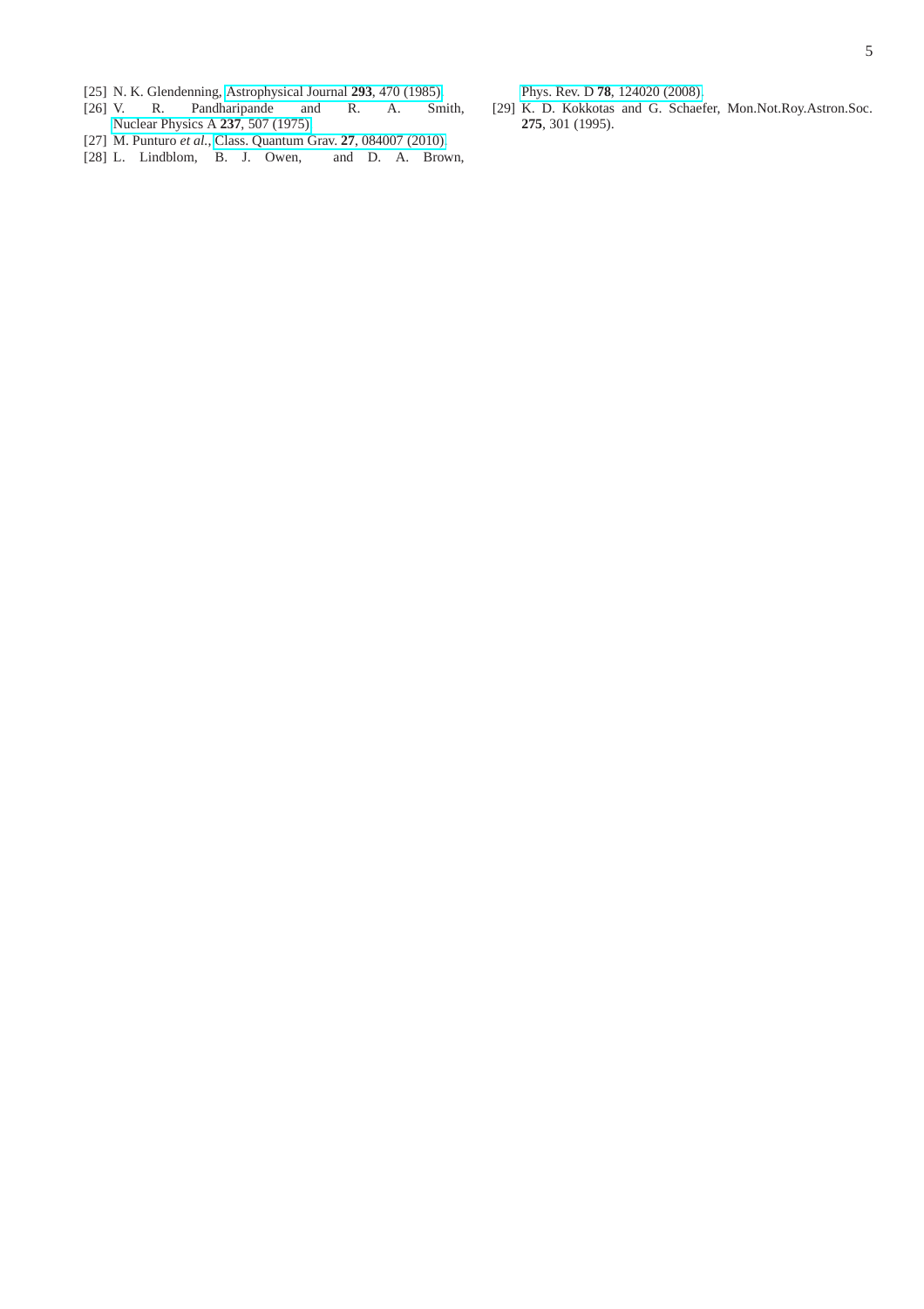[25] N. K. Glendenning, Astrophysical Journal **293**, 470 (1985).

[26] V. R. Pandharipande and R. A. Smith, Nuclear Physics A **237**, 507 (1975).

[27] M. Punturo *et al.*, Class. Quantum Grav. **27**, 084007 (2010).

[28] L. Lindblom, B. J. Owen, and D. A. Brown, Phys. Rev. D **78**, 124020 (2008).

[29] K. D. Kokkotas and G. Schaefer, Mon.Not.Roy.Astron.Soc. **275**, 301 (1995).